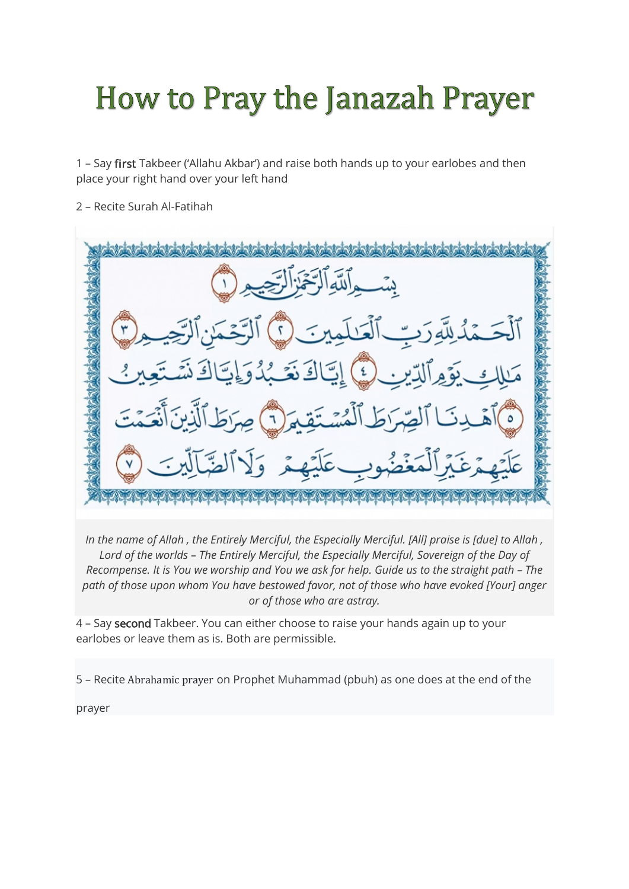# How to Pray the Janazah Prayer

1 – Say **first** Takbeer ('Allahu Akbar') and raise both hands up to your earlobes and then place your right hand over your left hand

2 – Recite Surah Al-Fatihah

بِسۡمِ ٱللَّهِ ٱلرَّحۡمَٰنِ ٱلرَّحِيمِ ١

ٱلۡحَمۡدُ لِلَّهِ رَبِّ ٱلۡعَٰلَمِينَ ٢ ٱلرَّحۡمَٰنِ ٱلرَّحِيمِ ٣

مَٰلِكِ يَوۡمِ ٱلدِّينِ ٤ إِيَّاكَ نَعۡبُدُ وَإِيَّاكَ نَسۡتَعِينُ ٥

ٱهۡدِنَا ٱلصِّرَٰطَ ٱلۡمُسۡتَقِيمَ ٦ صِرَٰطَ ٱلَّذِينَ أَنۡعَمۡتَ

عَلَيۡهِمۡ غَيۡرِ ٱلۡمَغۡضُوبِ عَلَيۡهِمۡ وَلَا ٱلضَّآلِّينَ ٧

*In the name of Allah , the Entirely Merciful, the Especially Merciful. [All] praise is [due] to Allah , Lord of the worlds – The Entirely Merciful, the Especially Merciful, Sovereign of the Day of Recompense. It is You we worship and You we ask for help. Guide us to the straight path – The path of those upon whom You have bestowed favor, not of those who have evoked [Your] anger or of those who are astray.*

4 – Say **second** Takbeer. You can either choose to raise your hands again up to your earlobes or leave them as is. Both are permissible.

5 – Recite Abrahamic prayer on Prophet Muhammad (pbuh) as one does at the end of the prayer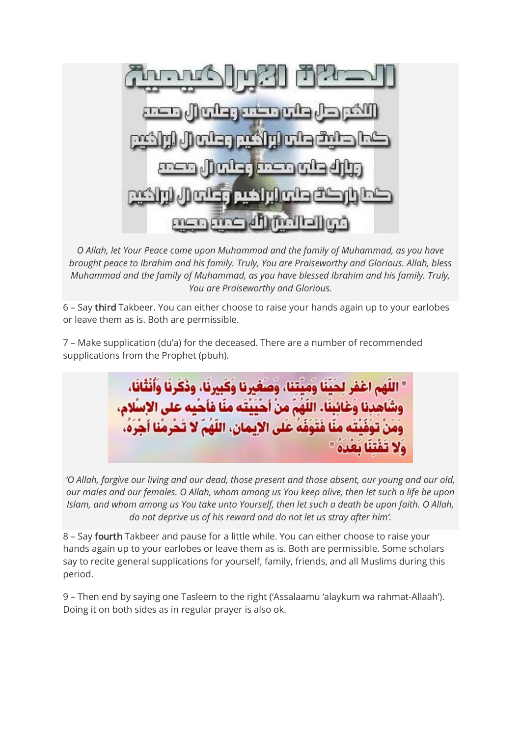الصلاة الإبراهيمية

اللهم صل على محمد وعلى آل محمد
كما صليت على ابراهيم وعلى آل ابراهيم
وبارك على محمد وعلى آل محمد
كما باركت على ابراهيم وعلى آل ابراهيم
في العالمين انك حميد مجيد

*O Allah, let Your Peace come upon Muhammad and the family of Muhammad, as you have brought peace to Ibrahim and his family. Truly, You are Praiseworthy and Glorious. Allah, bless Muhammad and the family of Muhammad, as you have blessed Ibrahim and his family. Truly, You are Praiseworthy and Glorious.*

6 – Say **third** Takbeer. You can either choose to raise your hands again up to your earlobes or leave them as is. Both are permissible.

7 – Make supplication (du'a) for the deceased. There are a number of recommended supplications from the Prophet (pbuh).

" اللّهم اغفر لِحَيِّنَا وَميِّتِنا، وَصَغيرِنا وَكَبيرِنَا، وذَكَرِنَا وَأُنْثانَا، وشَاهِدِنا وَغائِبِنَا. اللّهُمّ منْ أحْيَيْتَه منّا فأحْيه على الإسْلام، ومَنْ توَفَّيْتَه منّا فتَوَفّهُ عَلَى الإيمان، اللّهُمّ لا تَحْرِمْنا أجْرَه، وَلا تَفْتِنّا بَعْدَهُ "

*'O Allah, forgive our living and our dead, those present and those absent, our young and our old, our males and our females. O Allah, whom among us You keep alive, then let such a life be upon Islam, and whom among us You take unto Yourself, then let such a death be upon faith. O Allah, do not deprive us of his reward and do not let us stray after him'.*

8 – Say **fourth** Takbeer and pause for a little while. You can either choose to raise your hands again up to your earlobes or leave them as is. Both are permissible. Some scholars say to recite general supplications for yourself, family, friends, and all Muslims during this period.

9 – Then end by saying one Tasleem to the right ('Assalaamu 'alaykum wa rahmat-Allaah'). Doing it on both sides as in regular prayer is also ok.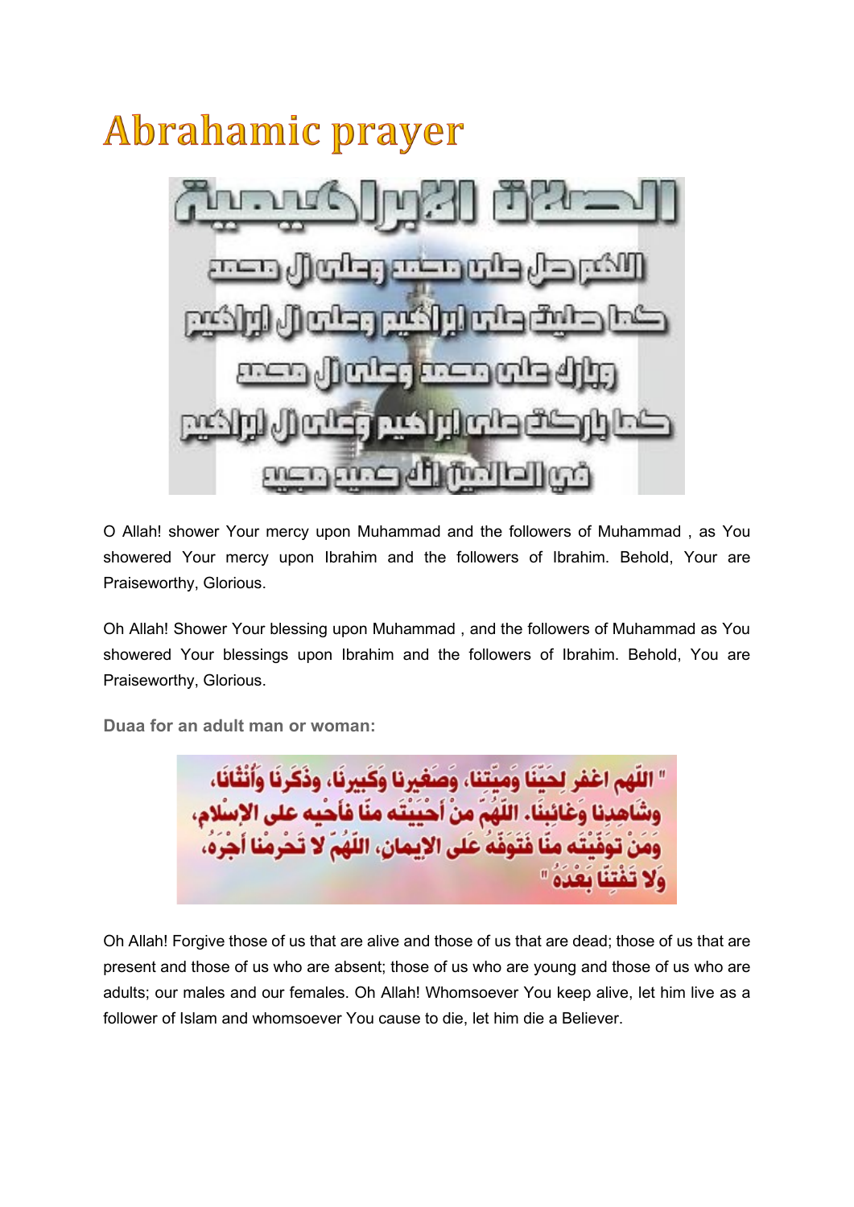# Abrahamic prayer

الصلاة الابراهيمية

اللهم صل على محمد وعلى آل محمد

كما صليت على ابراهيم وعلى آل ابراهيم

وبارك على محمد وعلى آل محمد

كما باركت على ابراهيم وعلى آل ابراهيم

في العالمين انك حميد مجيد

O Allah! shower Your mercy upon Muhammad and the followers of Muhammad , as You showered Your mercy upon Ibrahim and the followers of Ibrahim. Behold, Your are Praiseworthy, Glorious.

Oh Allah! Shower Your blessing upon Muhammad , and the followers of Muhammad as You showered Your blessings upon Ibrahim and the followers of Ibrahim. Behold, You are Praiseworthy, Glorious.

**Duaa for an adult man or woman:**

" اللّهم اغفر لِحَيّنَا وَميّتنا، وَصَغيرنا وكَبيرنَا، وذَكَرنَا وأُنْثانَا، وشَاهِدِنا وَغائِبنَا. اللّهُمّ منْ أَحَيَيْتَه منَا فَأحيه على الإسْلام، وَمَنْ توَفّيْتَه منَا فتَوَفّه عَلى الايمان، اللّهُمّ لا تَحْرمْنا أجْرَه، وَلا تَفْتِنّا بَعْدَه "

Oh Allah! Forgive those of us that are alive and those of us that are dead; those of us that are present and those of us who are absent; those of us who are young and those of us who are adults; our males and our females. Oh Allah! Whomsoever You keep alive, let him live as a follower of Islam and whomsoever You cause to die, let him die a Believer.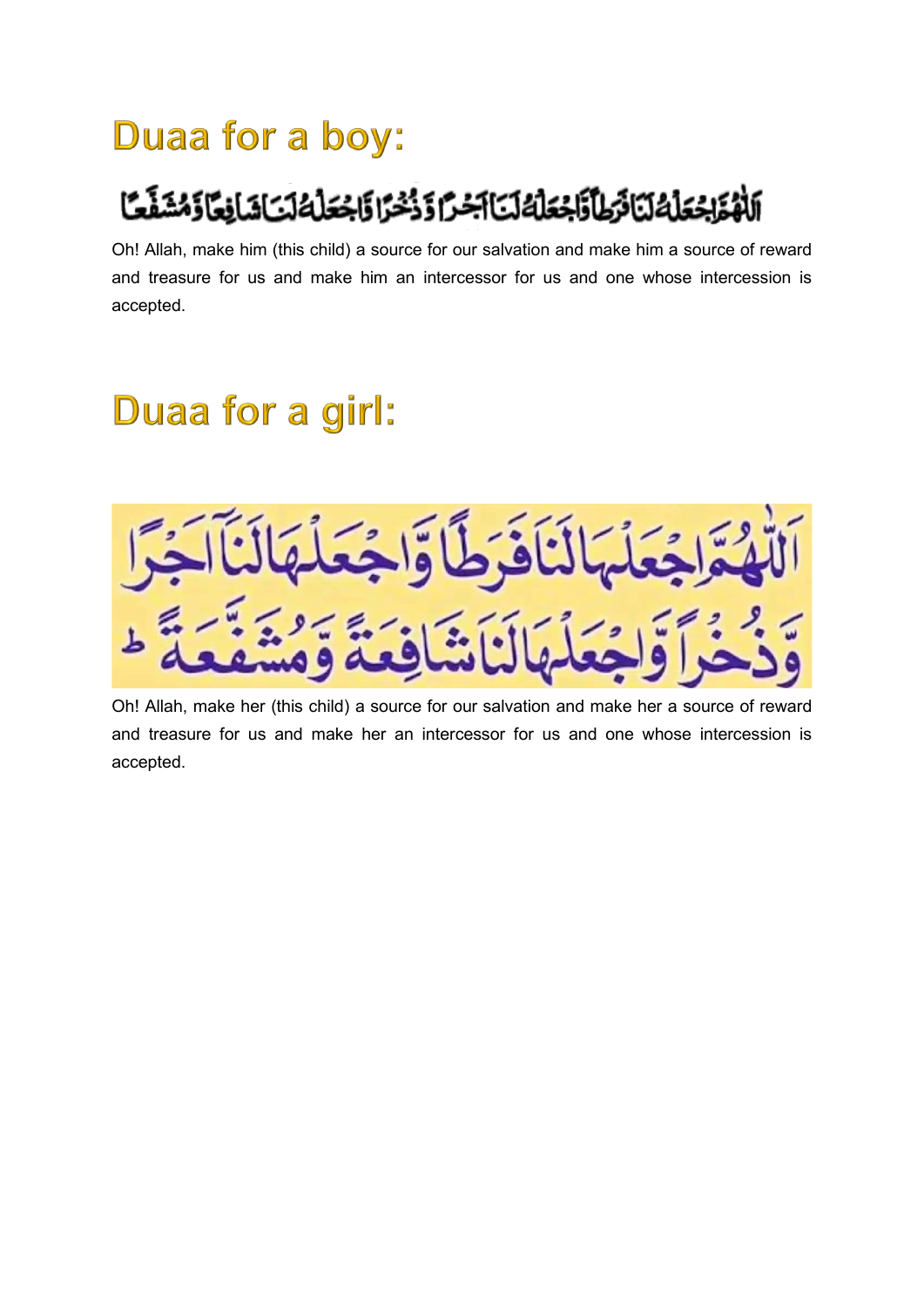# Duaa for a boy:

اَللّٰهُمَّ اجْعَلْهُ لَنَا فَرَطًا وَّاجْعَلْهُ لَنَا اَجْرًا وَّذُخْرًا وَّاجْعَلْهُ لَنَا شَافِعًا وَّمُشَفَّعًا

Oh! Allah, make him (this child) a source for our salvation and make him a source of reward and treasure for us and make him an intercessor for us and one whose intercession is accepted.

# Duaa for a girl:

اَللّٰهُمَّ اجْعَلْهَا لَنَا فَرَطًا وَّاجْعَلْهَا لَنَآ اَجْرًا وَّذُخْرًا وَّاجْعَلْهَا لَنَا شَافِعَةً وَّمُشَفَّعَةً ط

Oh! Allah, make her (this child) a source for our salvation and make her a source of reward and treasure for us and make her an intercessor for us and one whose intercession is accepted.